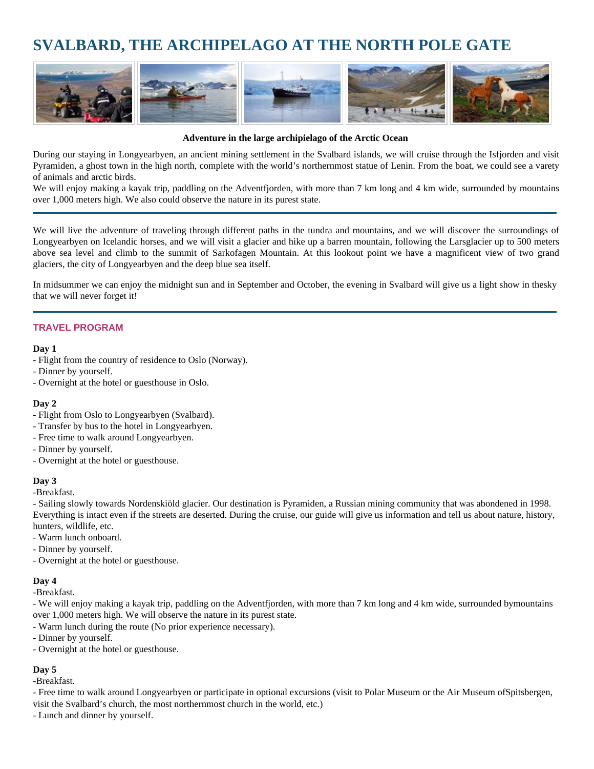# SVALBARD, THE ARCHIPELAGO AT THE NORTH POLE GATE

**Adventure in the large archipielago of the Arctic Ocean**

During our staying in Longyearbyen, an ancient mining settlement in the Svalbard islands, we will cruise through the Isfjorden and visit Pyramiden, a ghost town in the high north, complete with the world's northernmost statue of Lenin. From the boat, we could see a varety of animals and arctic birds.
We will enjoy making a kayak trip, paddling on the Adventfjorden, with more than 7 km long and 4 km wide, surrounded by mountains over 1,000 meters high. We also could observe the nature in its purest state.

---

We will live the adventure of traveling through different paths in the tundra and mountains, and we will discover the surroundings of Longyearbyen on Icelandic horses, and we will visit a glacier and hike up a barren mountain, following the Larsglacier up to 500 meters above sea level and climb to the summit of Sarkofagen Mountain. At this lookout point we have a magnificent view of two grand glaciers, the city of Longyearbyen and the deep blue sea itself.

In midsummer we can enjoy the midnight sun and in September and October, the evening in Svalbard will give us a light show in thesky that we will never forget it!

---

## TRAVEL PROGRAM

**Day 1**
- Flight from the country of residence to Oslo (Norway).
- Dinner by yourself.
- Overnight at the hotel or guesthouse in Oslo.

**Day 2**
- Flight from Oslo to Longyearbyen (Svalbard).
- Transfer by bus to the hotel in Longyearbyen.
- Free time to walk around Longyearbyen.
- Dinner by yourself.
- Overnight at the hotel or guesthouse.

**Day 3**
-Breakfast.
- Sailing slowly towards Nordenskiöld glacier. Our destination is Pyramiden, a Russian mining community that was abondened in 1998. Everything is intact even if the streets are deserted. During the cruise, our guide will give us information and tell us about nature, history, hunters, wildlife, etc.
- Warm lunch onboard.
- Dinner by yourself.
- Overnight at the hotel or guesthouse.

**Day 4**
-Breakfast.
- We will enjoy making a kayak trip, paddling on the Adventfjorden, with more than 7 km long and 4 km wide, surrounded bymountains over 1,000 meters high. We will observe the nature in its purest state.
- Warm lunch during the route (No prior experience necessary).
- Dinner by yourself.
- Overnight at the hotel or guesthouse.

**Day 5**
-Breakfast.
- Free time to walk around Longyearbyen or participate in optional excursions (visit to Polar Museum or the Air Museum ofSpitsbergen, visit the Svalbard's church, the most northernmost church in the world, etc.)
- Lunch and dinner by yourself.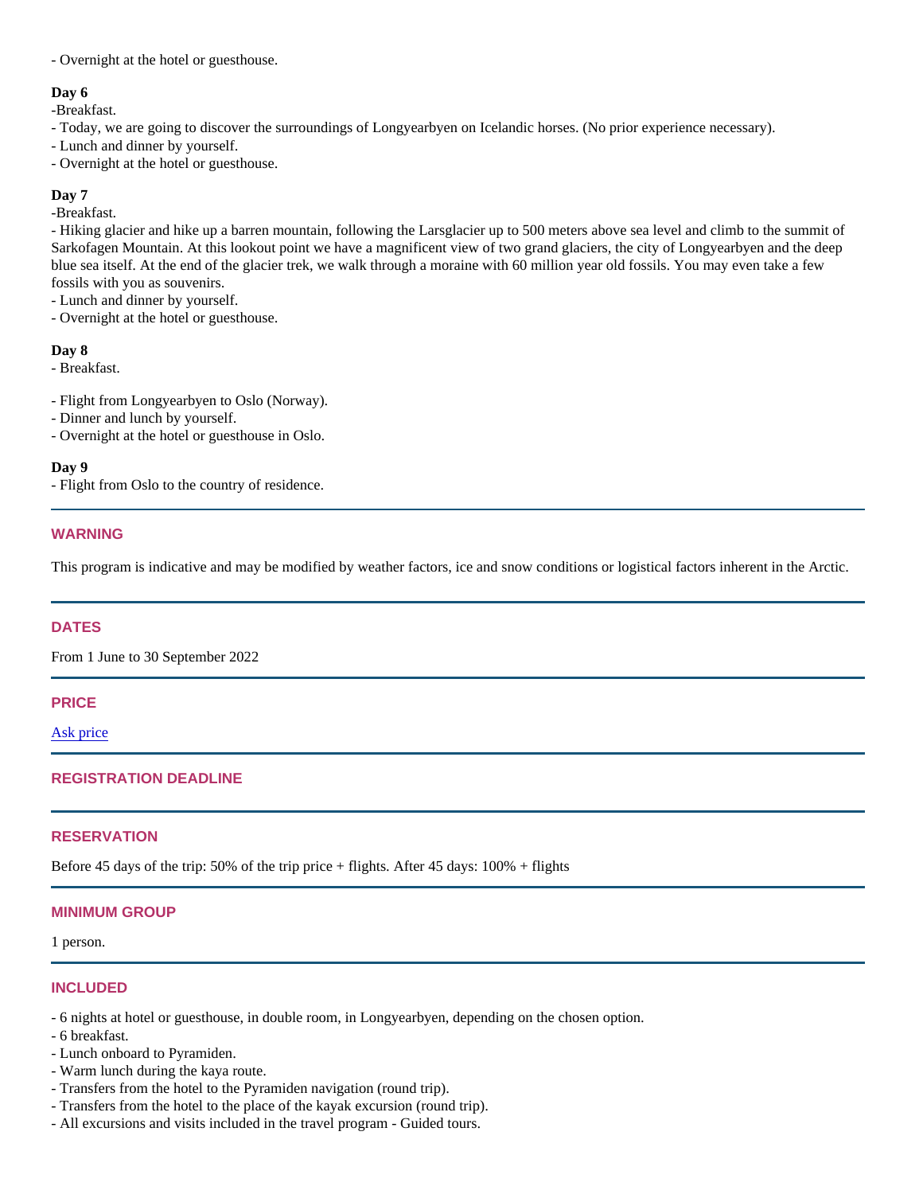- Overnight at the hotel or guesthouse.

**Day 6**

-Breakfast.
- Today, we are going to discover the surroundings of Longyearbyen on Icelandic horses. (No prior experience necessary).
- Lunch and dinner by yourself.
- Overnight at the hotel or guesthouse.

**Day 7**

-Breakfast.
- Hiking glacier and hike up a barren mountain, following the Larsglacier up to 500 meters above sea level and climb to the summit of Sarkofagen Mountain. At this lookout point we have a magnificent view of two grand glaciers, the city of Longyearbyen and the deep blue sea itself. At the end of the glacier trek, we walk through a moraine with 60 million year old fossils. You may even take a few fossils with you as souvenirs.
- Lunch and dinner by yourself.
- Overnight at the hotel or guesthouse.

**Day 8**

- Breakfast.

- Flight from Longyearbyen to Oslo (Norway).
- Dinner and lunch by yourself.
- Overnight at the hotel or guesthouse in Oslo.

**Day 9**

- Flight from Oslo to the country of residence.

---

## WARNING

This program is indicative and may be modified by weather factors, ice and snow conditions or logistical factors inherent in the Arctic.

---

## DATES

From 1 June to 30 September 2022

---

## PRICE

[Ask price]

---

## REGISTRATION DEADLINE

---

## RESERVATION

Before 45 days of the trip: 50% of the trip price + flights. After 45 days: 100% + flights

---

## MINIMUM GROUP

1 person.

---

## INCLUDED

- 6 nights at hotel or guesthouse, in double room, in Longyearbyen, depending on the chosen option.
- 6 breakfast.
- Lunch onboard to Pyramiden.
- Warm lunch during the kaya route.
- Transfers from the hotel to the Pyramiden navigation (round trip).
- Transfers from the hotel to the place of the kayak excursion (round trip).
- All excursions and visits included in the travel program - Guided tours.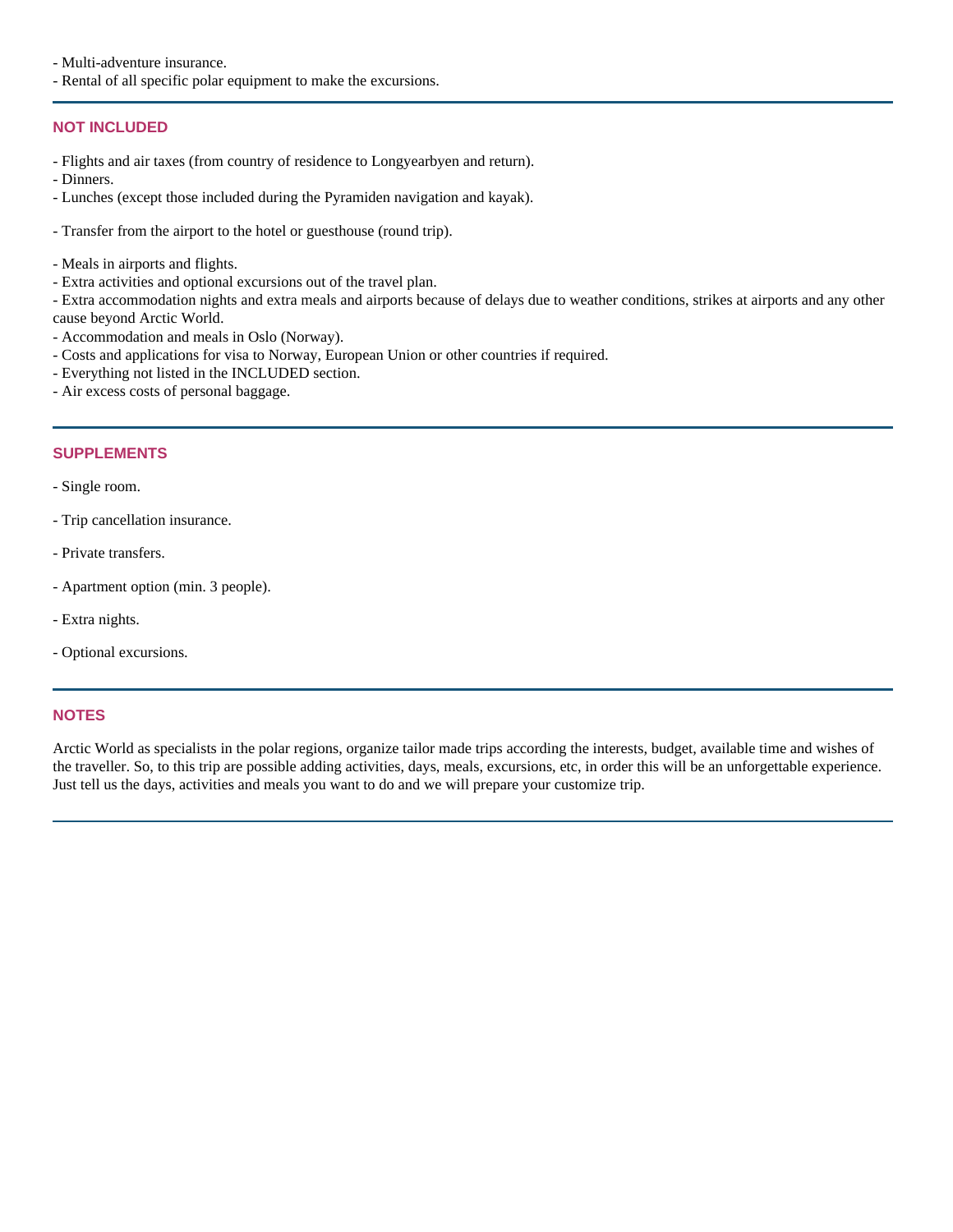- Multi-adventure insurance.
- Rental of all specific polar equipment to make the excursions.

---

## NOT INCLUDED

- Flights and air taxes (from country of residence to Longyearbyen and return).
- Dinners.
- Lunches (except those included during the Pyramiden navigation and kayak).

- Transfer from the airport to the hotel or guesthouse (round trip).

- Meals in airports and flights.
- Extra activities and optional excursions out of the travel plan.
- Extra accommodation nights and extra meals and airports because of delays due to weather conditions, strikes at airports and any other cause beyond Arctic World.
- Accommodation and meals in Oslo (Norway).
- Costs and applications for visa to Norway, European Union or other countries if required.
- Everything not listed in the INCLUDED section.
- Air excess costs of personal baggage.

---

## SUPPLEMENTS

- Single room.

- Trip cancellation insurance.

- Private transfers.

- Apartment option (min. 3 people).

- Extra nights.

- Optional excursions.

---

## NOTES

Arctic World as specialists in the polar regions, organize tailor made trips according the interests, budget, available time and wishes of the traveller. So, to this trip are possible adding activities, days, meals, excursions, etc, in order this will be an unforgettable experience. Just tell us the days, activities and meals you want to do and we will prepare your customize trip.

---